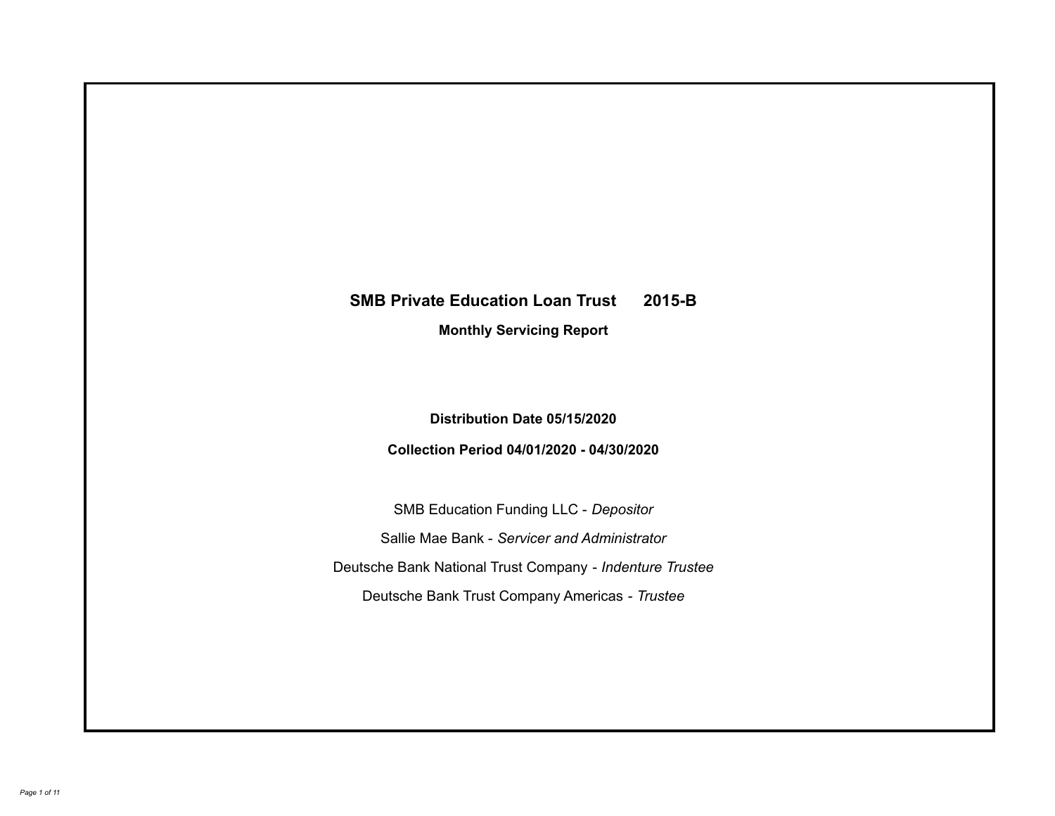# SMB Private Education Loan Trust 2015-B

## Monthly Servicing Report

**Distribution Date 05/15/2020**

**Collection Period 04/01/2020 - 04/30/2020**

SMB Education Funding LLC - *Depositor*

Sallie Mae Bank - *Servicer and Administrator*

Deutsche Bank National Trust Company - *Indenture Trustee*

Deutsche Bank Trust Company Americas - *Trustee*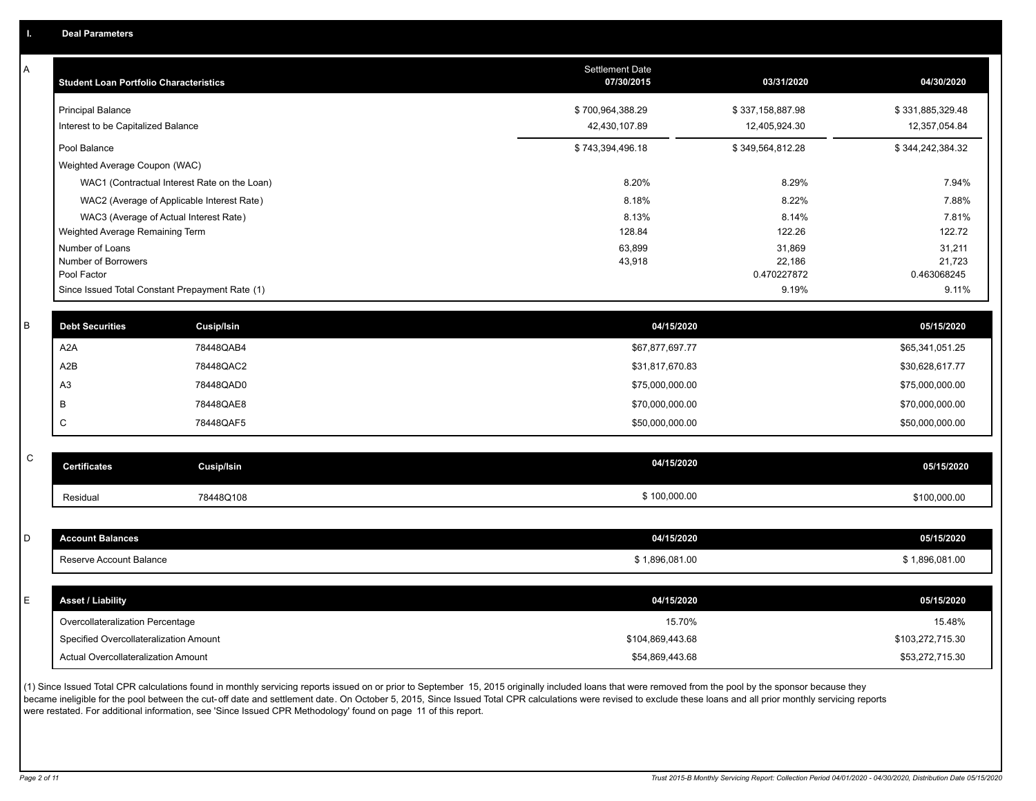## I. Deal Parameters

### A

| Student Loan Portfolio Characteristics | Settlement Date 07/30/2015 | 03/31/2020 | 04/30/2020 |
|---|---|---|---|
| Principal Balance | $ 700,964,388.29 | $ 337,158,887.98 | $ 331,885,329.48 |
| Interest to be Capitalized Balance | 42,430,107.89 | 12,405,924.30 | 12,357,054.84 |
| Pool Balance | $ 743,394,496.18 | $ 349,564,812.28 | $ 344,242,384.32 |
| Weighted Average Coupon (WAC) | | | |
| WAC1 (Contractual Interest Rate on the Loan) | 8.20% | 8.29% | 7.94% |
| WAC2 (Average of Applicable Interest Rate) | 8.18% | 8.22% | 7.88% |
| WAC3 (Average of Actual Interest Rate) | 8.13% | 8.14% | 7.81% |
| Weighted Average Remaining Term | 128.84 | 122.26 | 122.72 |
| Number of Loans | 63,899 | 31,869 | 31,211 |
| Number of Borrowers | 43,918 | 22,186 | 21,723 |
| Pool Factor | | 0.470227872 | 0.463068245 |
| Since Issued Total Constant Prepayment Rate (1) | | 9.19% | 9.11% |

### B

| Debt Securities | Cusip/Isin | 04/15/2020 | 05/15/2020 |
|---|---|---|---|
| A2A | 78448QAB4 | $67,877,697.77 | $65,341,051.25 |
| A2B | 78448QAC2 | $31,817,670.83 | $30,628,617.77 |
| A3 | 78448QAD0 | $75,000,000.00 | $75,000,000.00 |
| B | 78448QAE8 | $70,000,000.00 | $70,000,000.00 |
| C | 78448QAF5 | $50,000,000.00 | $50,000,000.00 |

### C

| Certificates | Cusip/Isin | 04/15/2020 | 05/15/2020 |
|---|---|---|---|
| Residual | 78448Q108 | $ 100,000.00 | $100,000.00 |

### D

| Account Balances | 04/15/2020 | 05/15/2020 |
|---|---|---|
| Reserve Account Balance | $ 1,896,081.00 | $ 1,896,081.00 |

### E

| Asset / Liability | 04/15/2020 | 05/15/2020 |
|---|---|---|
| Overcollateralization Percentage | 15.70% | 15.48% |
| Specified Overcollateralization Amount | $104,869,443.68 | $103,272,715.30 |
| Actual Overcollateralization Amount | $54,869,443.68 | $53,272,715.30 |

(1) Since Issued Total CPR calculations found in monthly servicing reports issued on or prior to September 15, 2015 originally included loans that were removed from the pool by the sponsor because they became ineligible for the pool between the cut-off date and settlement date. On October 5, 2015, Since Issued Total CPR calculations were revised to exclude these loans and all prior monthly servicing reports were restated. For additional information, see 'Since Issued CPR Methodology' found on page 11 of this report.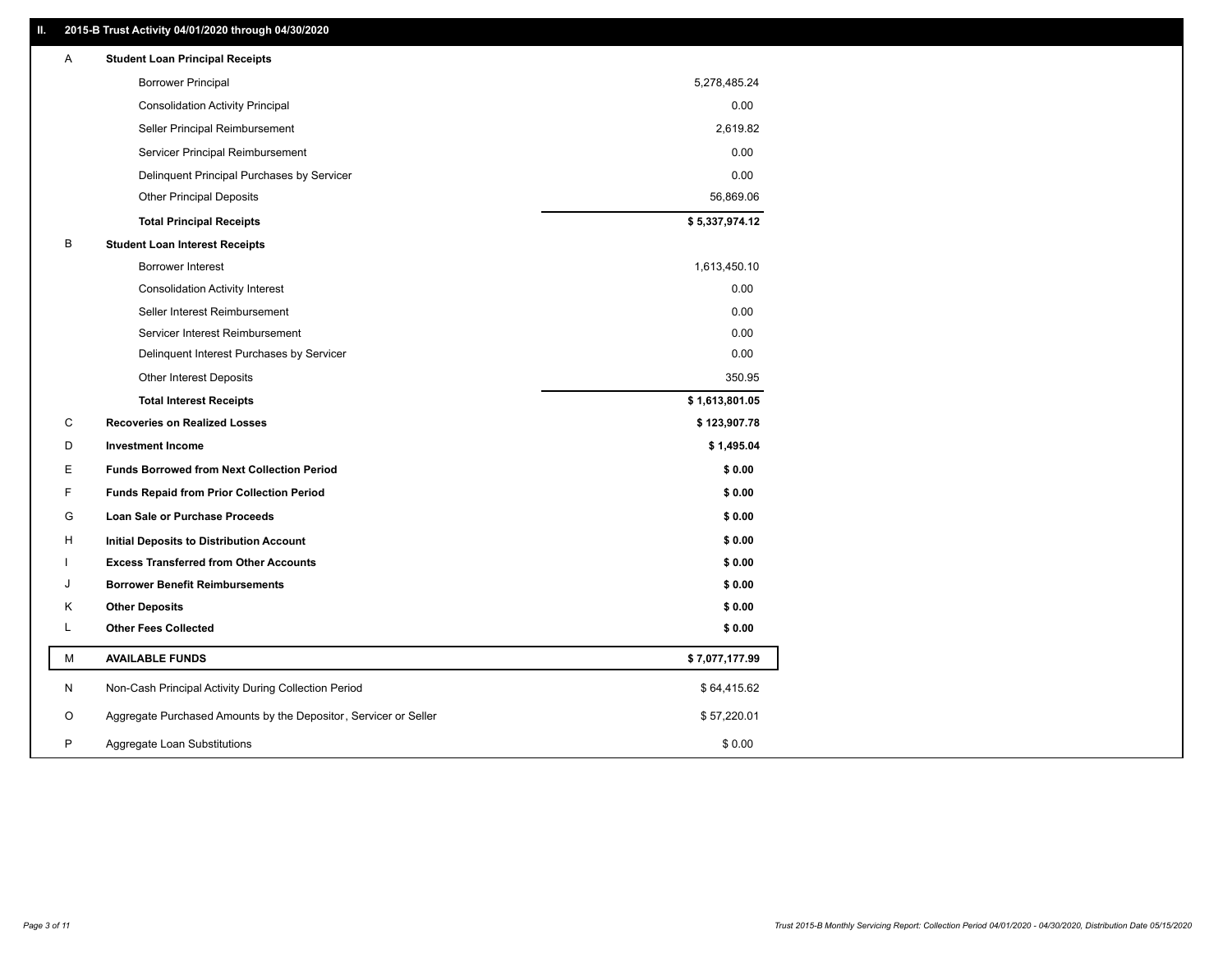## II. 2015-B Trust Activity 04/01/2020 through 04/30/2020

| | | |
|---|---|---|
| A | **Student Loan Principal Receipts** | |
| | Borrower Principal | 5,278,485.24 |
| | Consolidation Activity Principal | 0.00 |
| | Seller Principal Reimbursement | 2,619.82 |
| | Servicer Principal Reimbursement | 0.00 |
| | Delinquent Principal Purchases by Servicer | 0.00 |
| | Other Principal Deposits | 56,869.06 |
| | **Total Principal Receipts** | **$ 5,337,974.12** |
| B | **Student Loan Interest Receipts** | |
| | Borrower Interest | 1,613,450.10 |
| | Consolidation Activity Interest | 0.00 |
| | Seller Interest Reimbursement | 0.00 |
| | Servicer Interest Reimbursement | 0.00 |
| | Delinquent Interest Purchases by Servicer | 0.00 |
| | Other Interest Deposits | 350.95 |
| | **Total Interest Receipts** | **$ 1,613,801.05** |
| C | **Recoveries on Realized Losses** | **$ 123,907.78** |
| D | **Investment Income** | **$ 1,495.04** |
| E | **Funds Borrowed from Next Collection Period** | **$ 0.00** |
| F | **Funds Repaid from Prior Collection Period** | **$ 0.00** |
| G | **Loan Sale or Purchase Proceeds** | **$ 0.00** |
| H | **Initial Deposits to Distribution Account** | **$ 0.00** |
| I | **Excess Transferred from Other Accounts** | **$ 0.00** |
| J | **Borrower Benefit Reimbursements** | **$ 0.00** |
| K | **Other Deposits** | **$ 0.00** |
| L | **Other Fees Collected** | **$ 0.00** |
| M | **AVAILABLE FUNDS** | **$ 7,077,177.99** |
| N | Non-Cash Principal Activity During Collection Period | $ 64,415.62 |
| O | Aggregate Purchased Amounts by the Depositor, Servicer or Seller | $ 57,220.01 |
| P | Aggregate Loan Substitutions | $ 0.00 |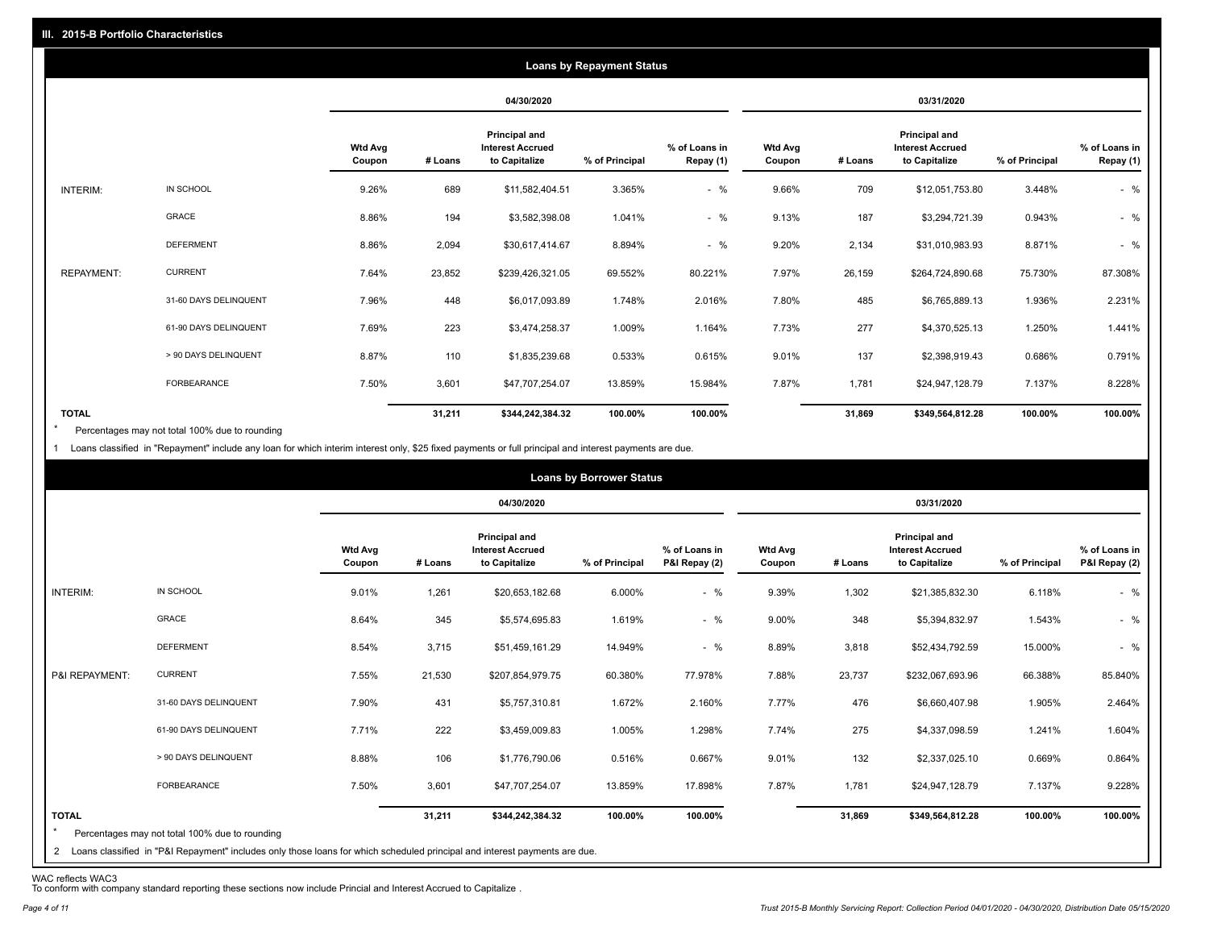## III. 2015-B Portfolio Characteristics

### Loans by Repayment Status

| | | 04/30/2020 | | | | | 03/31/2020 | | | | |
|---|---|---|---|---|---|---|---|---|---|---|---|
| | | Wtd Avg Coupon | # Loans | Principal and Interest Accrued to Capitalize | % of Principal | % of Loans in Repay (1) | Wtd Avg Coupon | # Loans | Principal and Interest Accrued to Capitalize | % of Principal | % of Loans in Repay (1) |
| INTERIM: | IN SCHOOL | 9.26% | 689 | $11,582,404.51 | 3.365% | - % | 9.66% | 709 | $12,051,753.80 | 3.448% | - % |
| | GRACE | 8.86% | 194 | $3,582,398.08 | 1.041% | - % | 9.13% | 187 | $3,294,721.39 | 0.943% | - % |
| | DEFERMENT | 8.86% | 2,094 | $30,617,414.67 | 8.894% | - % | 9.20% | 2,134 | $31,010,983.93 | 8.871% | - % |
| REPAYMENT: | CURRENT | 7.64% | 23,852 | $239,426,321.05 | 69.552% | 80.221% | 7.97% | 26,159 | $264,724,890.68 | 75.730% | 87.308% |
| | 31-60 DAYS DELINQUENT | 7.96% | 448 | $6,017,093.89 | 1.748% | 2.016% | 7.80% | 485 | $6,765,889.13 | 1.936% | 2.231% |
| | 61-90 DAYS DELINQUENT | 7.69% | 223 | $3,474,258.37 | 1.009% | 1.164% | 7.73% | 277 | $4,370,525.13 | 1.250% | 1.441% |
| | > 90 DAYS DELINQUENT | 8.87% | 110 | $1,835,239.68 | 0.533% | 0.615% | 9.01% | 137 | $2,398,919.43 | 0.686% | 0.791% |
| | FORBEARANCE | 7.50% | 3,601 | $47,707,254.07 | 13.859% | 15.984% | 7.87% | 1,781 | $24,947,128.79 | 7.137% | 8.228% |
| TOTAL | | | 31,211 | $344,242,384.32 | 100.00% | 100.00% | | 31,869 | $349,564,812.28 | 100.00% | 100.00% |

\* Percentages may not total 100% due to rounding

1 Loans classified in "Repayment" include any loan for which interim interest only, $25 fixed payments or full principal and interest payments are due.

### Loans by Borrower Status

| | | 04/30/2020 | | | | | 03/31/2020 | | | | |
|---|---|---|---|---|---|---|---|---|---|---|---|
| | | Wtd Avg Coupon | # Loans | Principal and Interest Accrued to Capitalize | % of Principal | % of Loans in P&I Repay (2) | Wtd Avg Coupon | # Loans | Principal and Interest Accrued to Capitalize | % of Principal | % of Loans in P&I Repay (2) |
| INTERIM: | IN SCHOOL | 9.01% | 1,261 | $20,653,182.68 | 6.000% | - % | 9.39% | 1,302 | $21,385,832.30 | 6.118% | - % |
| | GRACE | 8.64% | 345 | $5,574,695.83 | 1.619% | - % | 9.00% | 348 | $5,394,832.97 | 1.543% | - % |
| | DEFERMENT | 8.54% | 3,715 | $51,459,161.29 | 14.949% | - % | 8.89% | 3,818 | $52,434,792.59 | 15.000% | - % |
| P&I REPAYMENT: | CURRENT | 7.55% | 21,530 | $207,854,979.75 | 60.380% | 77.978% | 7.88% | 23,737 | $232,067,693.96 | 66.388% | 85.840% |
| | 31-60 DAYS DELINQUENT | 7.90% | 431 | $5,757,310.81 | 1.672% | 2.160% | 7.77% | 476 | $6,660,407.98 | 1.905% | 2.464% |
| | 61-90 DAYS DELINQUENT | 7.71% | 222 | $3,459,009.83 | 1.005% | 1.298% | 7.74% | 275 | $4,337,098.59 | 1.241% | 1.604% |
| | > 90 DAYS DELINQUENT | 8.88% | 106 | $1,776,790.06 | 0.516% | 0.667% | 9.01% | 132 | $2,337,025.10 | 0.669% | 0.864% |
| | FORBEARANCE | 7.50% | 3,601 | $47,707,254.07 | 13.859% | 17.898% | 7.87% | 1,781 | $24,947,128.79 | 7.137% | 9.228% |
| TOTAL | | | 31,211 | $344,242,384.32 | 100.00% | 100.00% | | 31,869 | $349,564,812.28 | 100.00% | 100.00% |

\* Percentages may not total 100% due to rounding

2 Loans classified in "P&I Repayment" includes only those loans for which scheduled principal and interest payments are due.

WAC reflects WAC3

To conform with company standard reporting these sections now include Princial and Interest Accrued to Capitalize .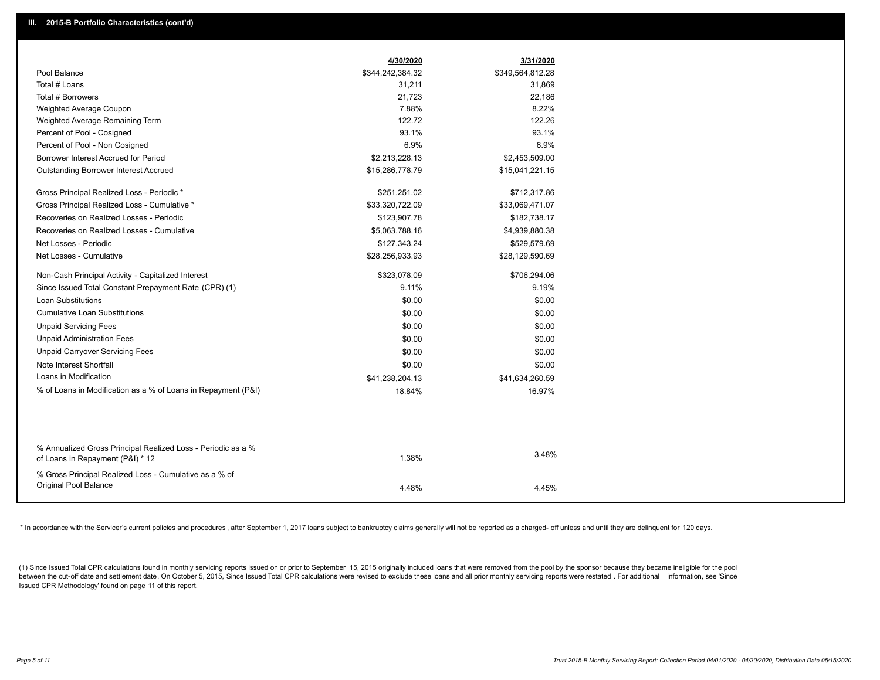## III. 2015-B Portfolio Characteristics (cont'd)

| | 4/30/2020 | 3/31/2020 |
|---|---|---|
| Pool Balance | $344,242,384.32 | $349,564,812.28 |
| Total # Loans | 31,211 | 31,869 |
| Total # Borrowers | 21,723 | 22,186 |
| Weighted Average Coupon | 7.88% | 8.22% |
| Weighted Average Remaining Term | 122.72 | 122.26 |
| Percent of Pool - Cosigned | 93.1% | 93.1% |
| Percent of Pool - Non Cosigned | 6.9% | 6.9% |
| Borrower Interest Accrued for Period | $2,213,228.13 | $2,453,509.00 |
| Outstanding Borrower Interest Accrued | $15,286,778.79 | $15,041,221.15 |
| Gross Principal Realized Loss - Periodic * | $251,251.02 | $712,317.86 |
| Gross Principal Realized Loss - Cumulative * | $33,320,722.09 | $33,069,471.07 |
| Recoveries on Realized Losses - Periodic | $123,907.78 | $182,738.17 |
| Recoveries on Realized Losses - Cumulative | $5,063,788.16 | $4,939,880.38 |
| Net Losses - Periodic | $127,343.24 | $529,579.69 |
| Net Losses - Cumulative | $28,256,933.93 | $28,129,590.69 |
| Non-Cash Principal Activity - Capitalized Interest | $323,078.09 | $706,294.06 |
| Since Issued Total Constant Prepayment Rate (CPR) (1) | 9.11% | 9.19% |
| Loan Substitutions | $0.00 | $0.00 |
| Cumulative Loan Substitutions | $0.00 | $0.00 |
| Unpaid Servicing Fees | $0.00 | $0.00 |
| Unpaid Administration Fees | $0.00 | $0.00 |
| Unpaid Carryover Servicing Fees | $0.00 | $0.00 |
| Note Interest Shortfall | $0.00 | $0.00 |
| Loans in Modification | $41,238,204.13 | $41,634,260.59 |
| % of Loans in Modification as a % of Loans in Repayment (P&I) | 18.84% | 16.97% |
| % Annualized Gross Principal Realized Loss - Periodic as a % of Loans in Repayment (P&I) * 12 | 1.38% | 3.48% |
| % Gross Principal Realized Loss - Cumulative as a % of Original Pool Balance | 4.48% | 4.45% |

* In accordance with the Servicer's current policies and procedures, after September 1, 2017 loans subject to bankruptcy claims generally will not be reported as a charged- off unless and until they are delinquent for 120 days.

(1) Since Issued Total CPR calculations found in monthly servicing reports issued on or prior to September 15, 2015 originally included loans that were removed from the pool by the sponsor because they became ineligible for the pool between the cut-off date and settlement date. On October 5, 2015, Since Issued Total CPR calculations were revised to exclude these loans and all prior monthly servicing reports were restated . For additional information, see 'Since Issued CPR Methodology' found on page 11 of this report.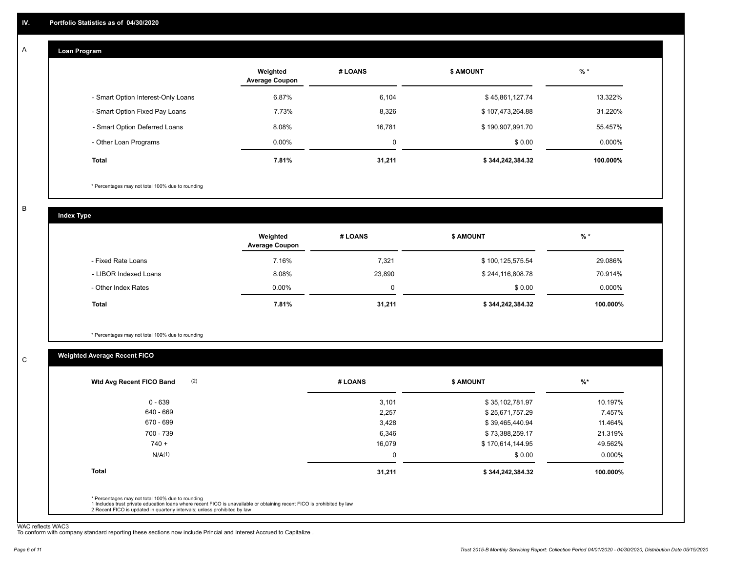## IV. Portfolio Statistics as of 04/30/2020

### A. Loan Program

| | Weighted Average Coupon | # LOANS | $ AMOUNT | % * |
|---|---|---|---|---|
| - Smart Option Interest-Only Loans | 6.87% | 6,104 | $ 45,861,127.74 | 13.322% |
| - Smart Option Fixed Pay Loans | 7.73% | 8,326 | $ 107,473,264.88 | 31.220% |
| - Smart Option Deferred Loans | 8.08% | 16,781 | $ 190,907,991.70 | 55.457% |
| - Other Loan Programs | 0.00% | 0 | $ 0.00 | 0.000% |
| **Total** | **7.81%** | **31,211** | **$ 344,242,384.32** | **100.000%** |

* Percentages may not total 100% due to rounding

### B. Index Type

| | Weighted Average Coupon | # LOANS | $ AMOUNT | % * |
|---|---|---|---|---|
| - Fixed Rate Loans | 7.16% | 7,321 | $ 100,125,575.54 | 29.086% |
| - LIBOR Indexed Loans | 8.08% | 23,890 | $ 244,116,808.78 | 70.914% |
| - Other Index Rates | 0.00% | 0 | $ 0.00 | 0.000% |
| **Total** | **7.81%** | **31,211** | **$ 344,242,384.32** | **100.000%** |

* Percentages may not total 100% due to rounding

### C. Weighted Average Recent FICO

| Wtd Avg Recent FICO Band (2) | # LOANS | $ AMOUNT | %* |
|---|---|---|---|
| 0 - 639 | 3,101 | $ 35,102,781.97 | 10.197% |
| 640 - 669 | 2,257 | $ 25,671,757.29 | 7.457% |
| 670 - 699 | 3,428 | $ 39,465,440.94 | 11.464% |
| 700 - 739 | 6,346 | $ 73,388,259.17 | 21.319% |
| 740 + | 16,079 | $ 170,614,144.95 | 49.562% |
| N/A(1) | 0 | $ 0.00 | 0.000% |
| **Total** | **31,211** | **$ 344,242,384.32** | **100.000%** |

* Percentages may not total 100% due to rounding
1 Includes trust private education loans where recent FICO is unavailable or obtaining recent FICO is prohibited by law
2 Recent FICO is updated in quarterly intervals; unless prohibited by law

WAC reflects WAC3
To conform with company standard reporting these sections now include Princial and Interest Accrued to Capitalize .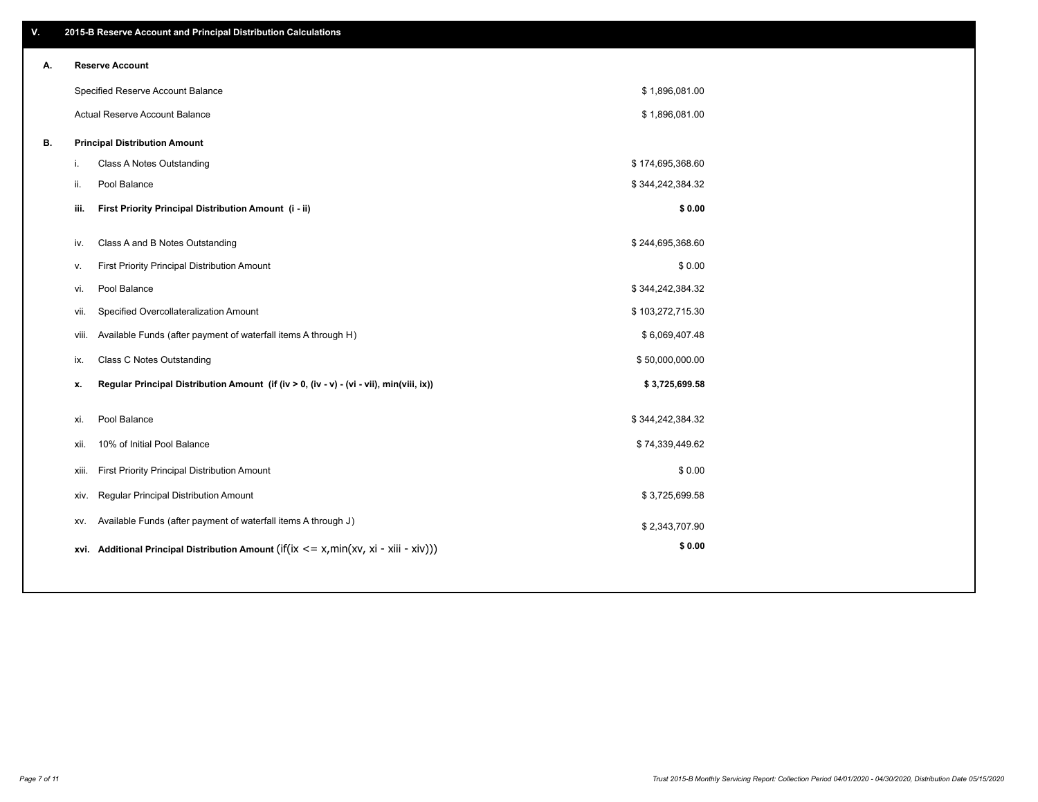## V. 2015-B Reserve Account and Principal Distribution Calculations

### A. Reserve Account

| | |
|---|---|
| Specified Reserve Account Balance | $ 1,896,081.00 |
| Actual Reserve Account Balance | $ 1,896,081.00 |

### B. Principal Distribution Amount

| | | |
|---|---|---|
| i. | Class A Notes Outstanding | $ 174,695,368.60 |
| ii. | Pool Balance | $ 344,242,384.32 |
| **iii.** | **First Priority Principal Distribution Amount (i - ii)** | **$ 0.00** |
| iv. | Class A and B Notes Outstanding | $ 244,695,368.60 |
| v. | First Priority Principal Distribution Amount | $ 0.00 |
| vi. | Pool Balance | $ 344,242,384.32 |
| vii. | Specified Overcollateralization Amount | $ 103,272,715.30 |
| viii. | Available Funds (after payment of waterfall items A through H) | $ 6,069,407.48 |
| ix. | Class C Notes Outstanding | $ 50,000,000.00 |
| **x.** | **Regular Principal Distribution Amount (if (iv > 0, (iv - v) - (vi - vii), min(viii, ix))** | **$ 3,725,699.58** |
| xi. | Pool Balance | $ 344,242,384.32 |
| xii. | 10% of Initial Pool Balance | $ 74,339,449.62 |
| xiii. | First Priority Principal Distribution Amount | $ 0.00 |
| xiv. | Regular Principal Distribution Amount | $ 3,725,699.58 |
| xv. | Available Funds (after payment of waterfall items A through J) | $ 2,343,707.90 |
| **xvi.** | **Additional Principal Distribution Amount** (if(ix <= x,min(xv, xi - xiii - xiv))) | **$ 0.00** |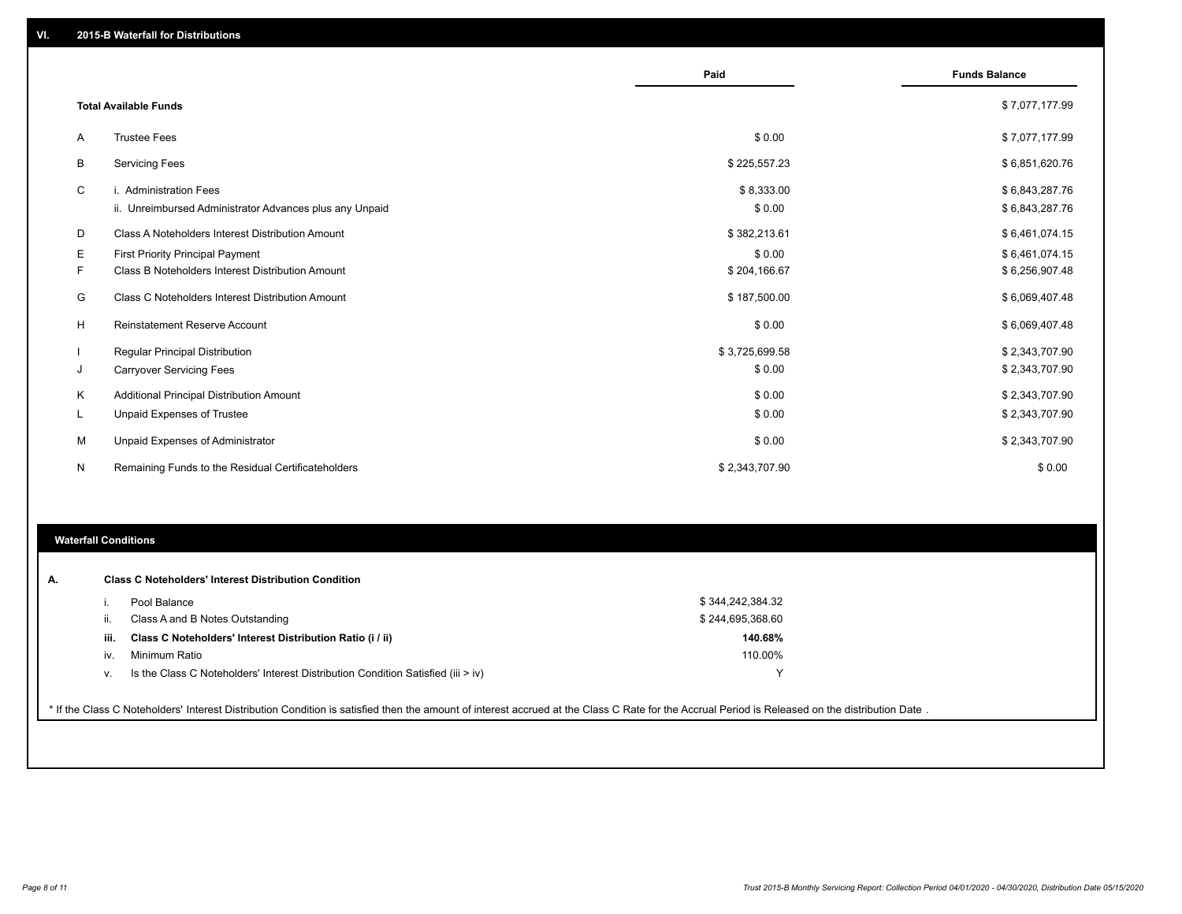## VI. 2015-B Waterfall for Distributions

| | | Paid | Funds Balance |
|---|---|---|---|
| | **Total Available Funds** | | $ 7,077,177.99 |
| A | Trustee Fees | $ 0.00 | $ 7,077,177.99 |
| B | Servicing Fees | $ 225,557.23 | $ 6,851,620.76 |
| C | i. Administration Fees | $ 8,333.00 | $ 6,843,287.76 |
| | ii. Unreimbursed Administrator Advances plus any Unpaid | $ 0.00 | $ 6,843,287.76 |
| D | Class A Noteholders Interest Distribution Amount | $ 382,213.61 | $ 6,461,074.15 |
| E | First Priority Principal Payment | $ 0.00 | $ 6,461,074.15 |
| F | Class B Noteholders Interest Distribution Amount | $ 204,166.67 | $ 6,256,907.48 |
| G | Class C Noteholders Interest Distribution Amount | $ 187,500.00 | $ 6,069,407.48 |
| H | Reinstatement Reserve Account | $ 0.00 | $ 6,069,407.48 |
| I | Regular Principal Distribution | $ 3,725,699.58 | $ 2,343,707.90 |
| J | Carryover Servicing Fees | $ 0.00 | $ 2,343,707.90 |
| K | Additional Principal Distribution Amount | $ 0.00 | $ 2,343,707.90 |
| L | Unpaid Expenses of Trustee | $ 0.00 | $ 2,343,707.90 |
| M | Unpaid Expenses of Administrator | $ 0.00 | $ 2,343,707.90 |
| N | Remaining Funds to the Residual Certificateholders | $ 2,343,707.90 | $ 0.00 |

## Waterfall Conditions

| | | |
|---|---|---|
| **A.** | **Class C Noteholders' Interest Distribution Condition** | |
| i. | Pool Balance | $ 344,242,384.32 |
| ii. | Class A and B Notes Outstanding | $ 244,695,368.60 |
| **iii.** | **Class C Noteholders' Interest Distribution Ratio (i / ii)** | **140.68%** |
| iv. | Minimum Ratio | 110.00% |
| v. | Is the Class C Noteholders' Interest Distribution Condition Satisfied (iii > iv) | Y |

* If the Class C Noteholders' Interest Distribution Condition is satisfied then the amount of interest accrued at the Class C Rate for the Accrual Period is Released on the distribution Date .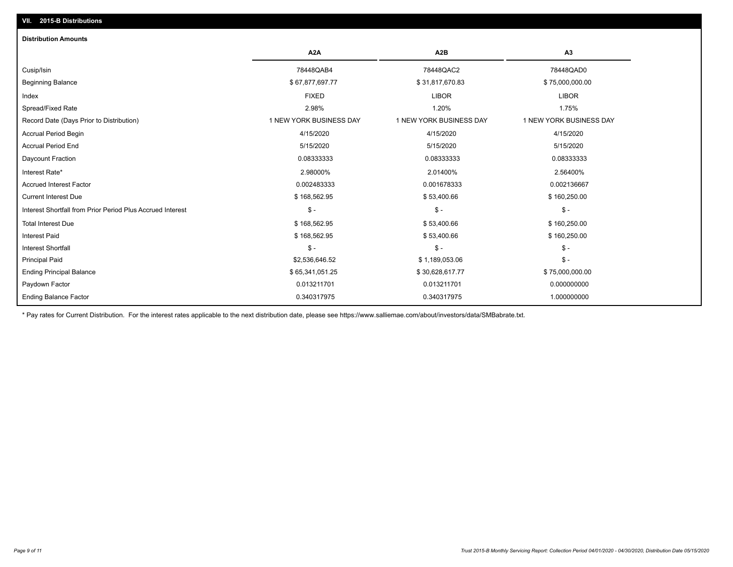## VII. 2015-B Distributions

### Distribution Amounts

| | A2A | A2B | A3 |
|---|---|---|---|
| Cusip/Isin | 78448QAB4 | 78448QAC2 | 78448QAD0 |
| Beginning Balance | $ 67,877,697.77 | $ 31,817,670.83 | $ 75,000,000.00 |
| Index | FIXED | LIBOR | LIBOR |
| Spread/Fixed Rate | 2.98% | 1.20% | 1.75% |
| Record Date (Days Prior to Distribution) | 1 NEW YORK BUSINESS DAY | 1 NEW YORK BUSINESS DAY | 1 NEW YORK BUSINESS DAY |
| Accrual Period Begin | 4/15/2020 | 4/15/2020 | 4/15/2020 |
| Accrual Period End | 5/15/2020 | 5/15/2020 | 5/15/2020 |
| Daycount Fraction | 0.08333333 | 0.08333333 | 0.08333333 |
| Interest Rate* | 2.98000% | 2.01400% | 2.56400% |
| Accrued Interest Factor | 0.002483333 | 0.001678333 | 0.002136667 |
| Current Interest Due | $ 168,562.95 | $ 53,400.66 | $ 160,250.00 |
| Interest Shortfall from Prior Period Plus Accrued Interest | $ - | $ - | $ - |
| Total Interest Due | $ 168,562.95 | $ 53,400.66 | $ 160,250.00 |
| Interest Paid | $ 168,562.95 | $ 53,400.66 | $ 160,250.00 |
| Interest Shortfall | $ - | $ - | $ - |
| Principal Paid | $2,536,646.52 | $ 1,189,053.06 | $ - |
| Ending Principal Balance | $ 65,341,051.25 | $ 30,628,617.77 | $ 75,000,000.00 |
| Paydown Factor | 0.013211701 | 0.013211701 | 0.000000000 |
| Ending Balance Factor | 0.340317975 | 0.340317975 | 1.000000000 |

* Pay rates for Current Distribution. For the interest rates applicable to the next distribution date, please see https://www.salliemae.com/about/investors/data/SMBabrate.txt.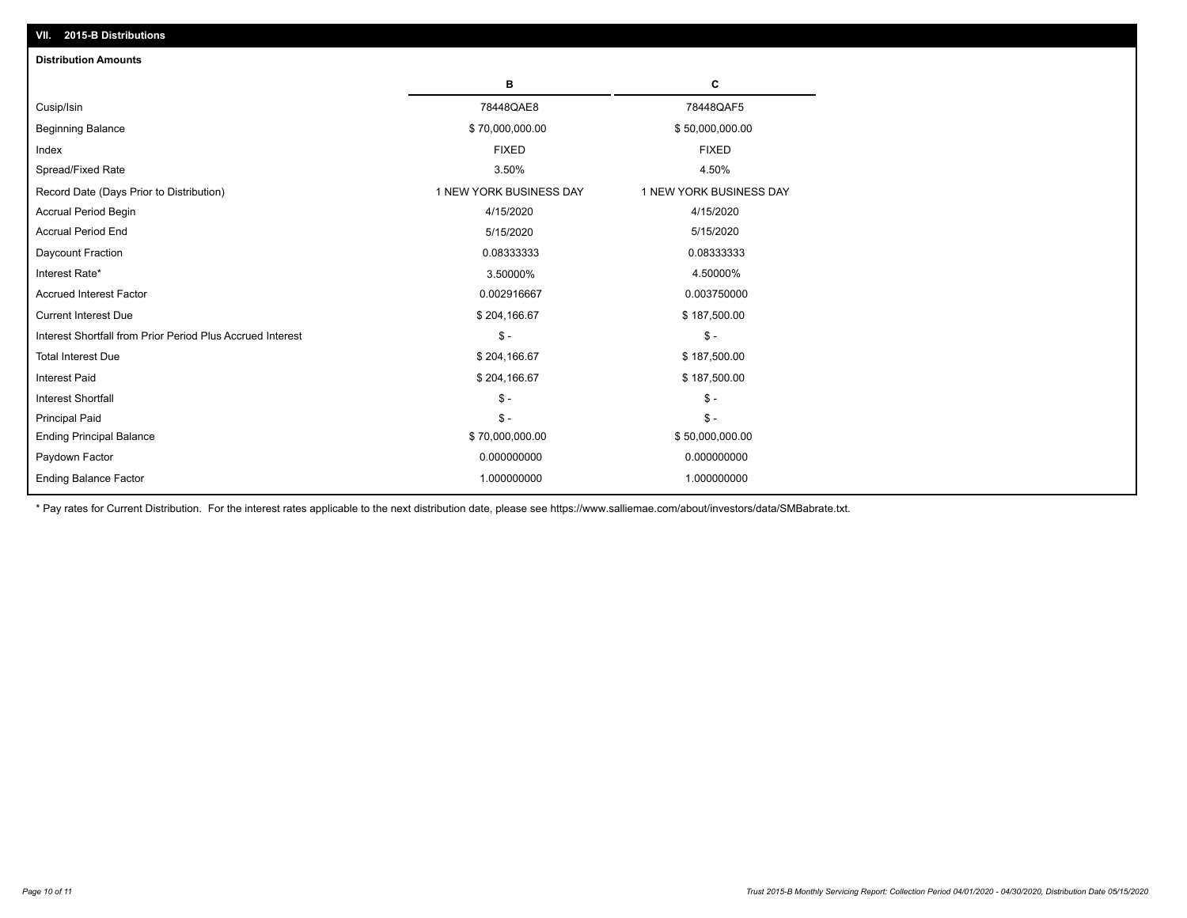## VII. 2015-B Distributions

### Distribution Amounts

| | B | C |
|---|---|---|
| Cusip/Isin | 78448QAE8 | 78448QAF5 |
| Beginning Balance | $ 70,000,000.00 | $ 50,000,000.00 |
| Index | FIXED | FIXED |
| Spread/Fixed Rate | 3.50% | 4.50% |
| Record Date (Days Prior to Distribution) | 1 NEW YORK BUSINESS DAY | 1 NEW YORK BUSINESS DAY |
| Accrual Period Begin | 4/15/2020 | 4/15/2020 |
| Accrual Period End | 5/15/2020 | 5/15/2020 |
| Daycount Fraction | 0.08333333 | 0.08333333 |
| Interest Rate* | 3.50000% | 4.50000% |
| Accrued Interest Factor | 0.002916667 | 0.003750000 |
| Current Interest Due | $ 204,166.67 | $ 187,500.00 |
| Interest Shortfall from Prior Period Plus Accrued Interest | $ - | $ - |
| Total Interest Due | $ 204,166.67 | $ 187,500.00 |
| Interest Paid | $ 204,166.67 | $ 187,500.00 |
| Interest Shortfall | $ - | $ - |
| Principal Paid | $ - | $ - |
| Ending Principal Balance | $ 70,000,000.00 | $ 50,000,000.00 |
| Paydown Factor | 0.000000000 | 0.000000000 |
| Ending Balance Factor | 1.000000000 | 1.000000000 |

\* Pay rates for Current Distribution. For the interest rates applicable to the next distribution date, please see https://www.salliemae.com/about/investors/data/SMBabrate.txt.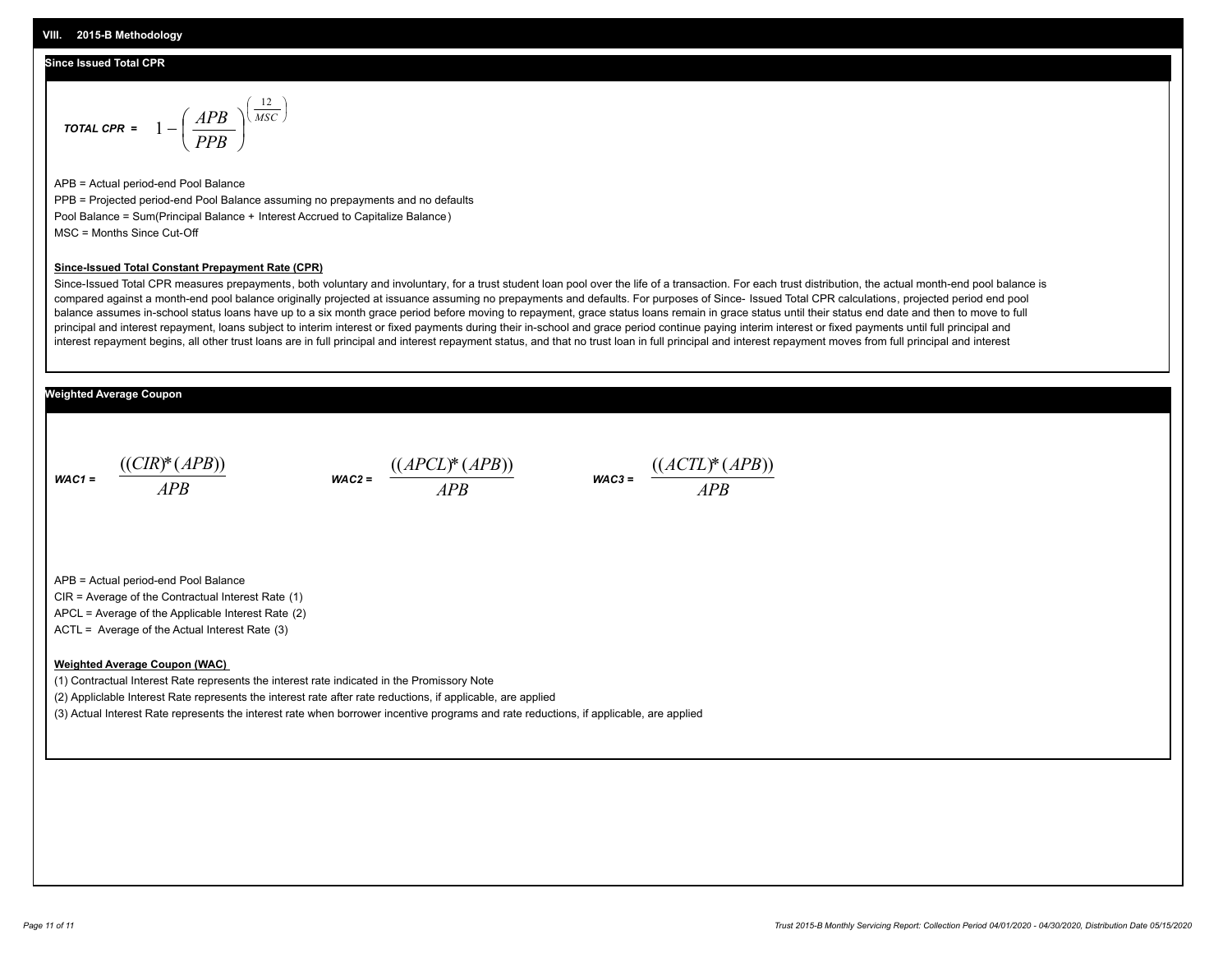## VIII. 2015-B Methodology

### Since Issued Total CPR

$$\textbf{TOTAL CPR} = 1 - \left(\frac{APB}{PPB}\right)^{\left(\frac{12}{MSC}\right)}$$

APB = Actual period-end Pool Balance

PPB = Projected period-end Pool Balance assuming no prepayments and no defaults

Pool Balance = Sum(Principal Balance + Interest Accrued to Capitalize Balance)

MSC = Months Since Cut-Off

**Since-Issued Total Constant Prepayment Rate (CPR)**

Since-Issued Total CPR measures prepayments, both voluntary and involuntary, for a trust student loan pool over the life of a transaction. For each trust distribution, the actual month-end pool balance is compared against a month-end pool balance originally projected at issuance assuming no prepayments and defaults. For purposes of Since- Issued Total CPR calculations, projected period end pool balance assumes in-school status loans have up to a six month grace period before moving to repayment, grace status loans remain in grace status until their status end date and then to move to full principal and interest repayment, loans subject to interim interest or fixed payments during their in-school and grace period continue paying interim interest or fixed payments until full principal and interest repayment begins, all other trust loans are in full principal and interest repayment status, and that no trust loan in full principal and interest repayment moves from full principal and interest

### Weighted Average Coupon

$$\textbf{WAC1} = \frac{((CIR)*(APB))}{APB} \qquad \textbf{WAC2} = \frac{((APCL)*(APB))}{APB} \qquad \textbf{WAC3} = \frac{((ACTL)*(APB))}{APB}$$

APB = Actual period-end Pool Balance

CIR = Average of the Contractual Interest Rate (1)

APCL = Average of the Applicable Interest Rate (2)

ACTL = Average of the Actual Interest Rate (3)

**Weighted Average Coupon (WAC)**

(1) Contractual Interest Rate represents the interest rate indicated in the Promissory Note

(2) Appliclable Interest Rate represents the interest rate after rate reductions, if applicable, are applied

(3) Actual Interest Rate represents the interest rate when borrower incentive programs and rate reductions, if applicable, are applied